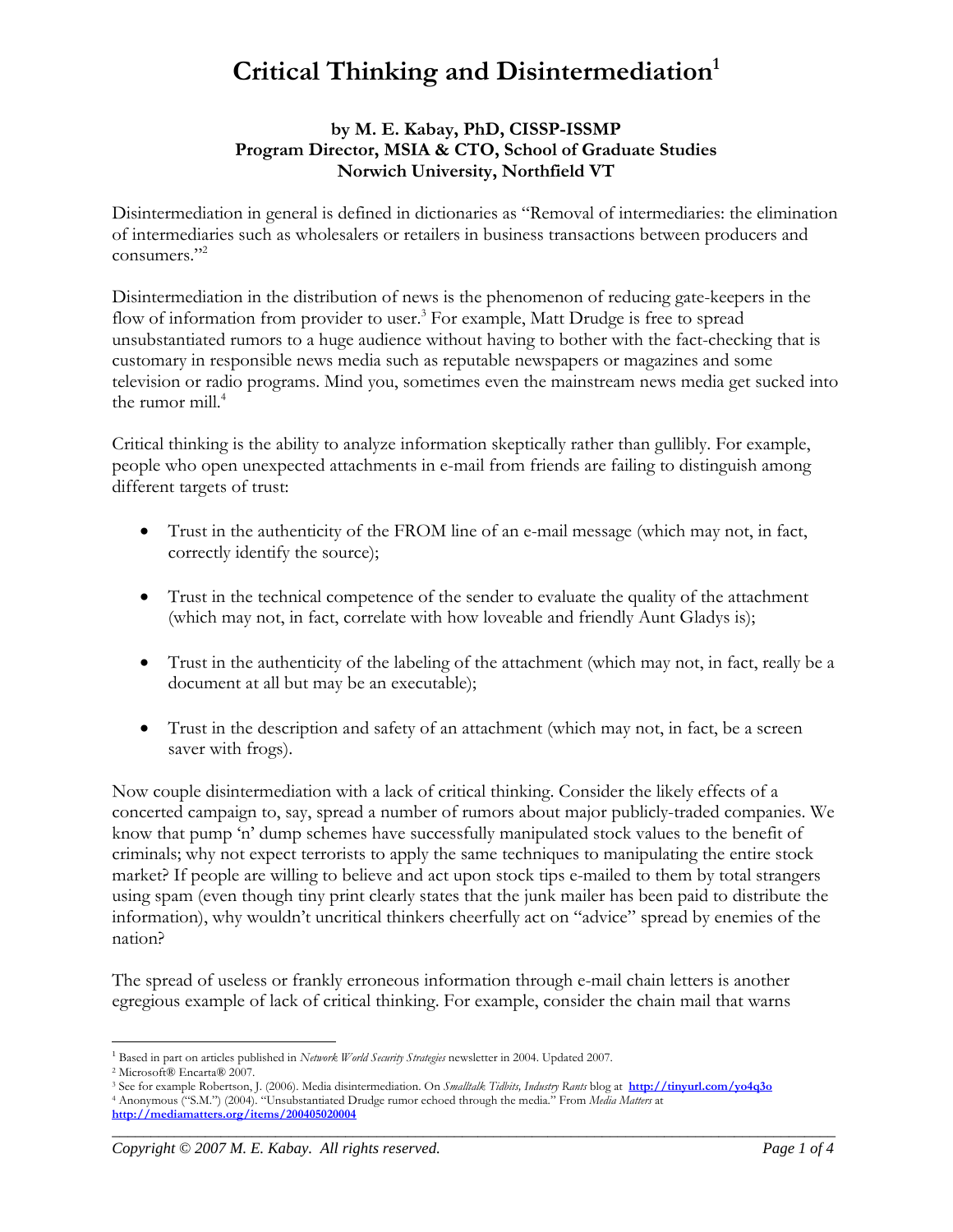# Critical Thinking and Disintermediation[1]

**by M. E. Kabay, PhD, CISSP-ISSMP**
**Program Director, MSIA & CTO, School of Graduate Studies**
**Norwich University, Northfield VT**

Disintermediation in general is defined in dictionaries as "Removal of intermediaries: the elimination of intermediaries such as wholesalers or retailers in business transactions between producers and consumers."[2]

Disintermediation in the distribution of news is the phenomenon of reducing gate-keepers in the flow of information from provider to user.[3] For example, Matt Drudge is free to spread unsubstantiated rumors to a huge audience without having to bother with the fact-checking that is customary in responsible news media such as reputable newspapers or magazines and some television or radio programs. Mind you, sometimes even the mainstream news media get sucked into the rumor mill.[4]

Critical thinking is the ability to analyze information skeptically rather than gullibly. For example, people who open unexpected attachments in e-mail from friends are failing to distinguish among different targets of trust:

- Trust in the authenticity of the FROM line of an e-mail message (which may not, in fact, correctly identify the source);
- Trust in the technical competence of the sender to evaluate the quality of the attachment (which may not, in fact, correlate with how loveable and friendly Aunt Gladys is);
- Trust in the authenticity of the labeling of the attachment (which may not, in fact, really be a document at all but may be an executable);
- Trust in the description and safety of an attachment (which may not, in fact, be a screen saver with frogs).

Now couple disintermediation with a lack of critical thinking. Consider the likely effects of a concerted campaign to, say, spread a number of rumors about major publicly-traded companies. We know that pump 'n' dump schemes have successfully manipulated stock values to the benefit of criminals; why not expect terrorists to apply the same techniques to manipulating the entire stock market? If people are willing to believe and act upon stock tips e-mailed to them by total strangers using spam (even though tiny print clearly states that the junk mailer has been paid to distribute the information), why wouldn't uncritical thinkers cheerfully act on "advice" spread by enemies of the nation?

The spread of useless or frankly erroneous information through e-mail chain letters is another egregious example of lack of critical thinking. For example, consider the chain mail that warns

---

[1] Based in part on articles published in *Network World Security Strategies* newsletter in 2004. Updated 2007.
[2] Microsoft® Encarta® 2007.
[3] See for example Robertson, J. (2006). Media disintermediation. On *Smalltalk Tidbits, Industry Rants* blog at **http://tinyurl.com/yo4q3o**
[4] Anonymous ("S.M.") (2004). "Unsubstantiated Drudge rumor echoed through the media." From *Media Matters* at **http://mediamatters.org/items/200405020004**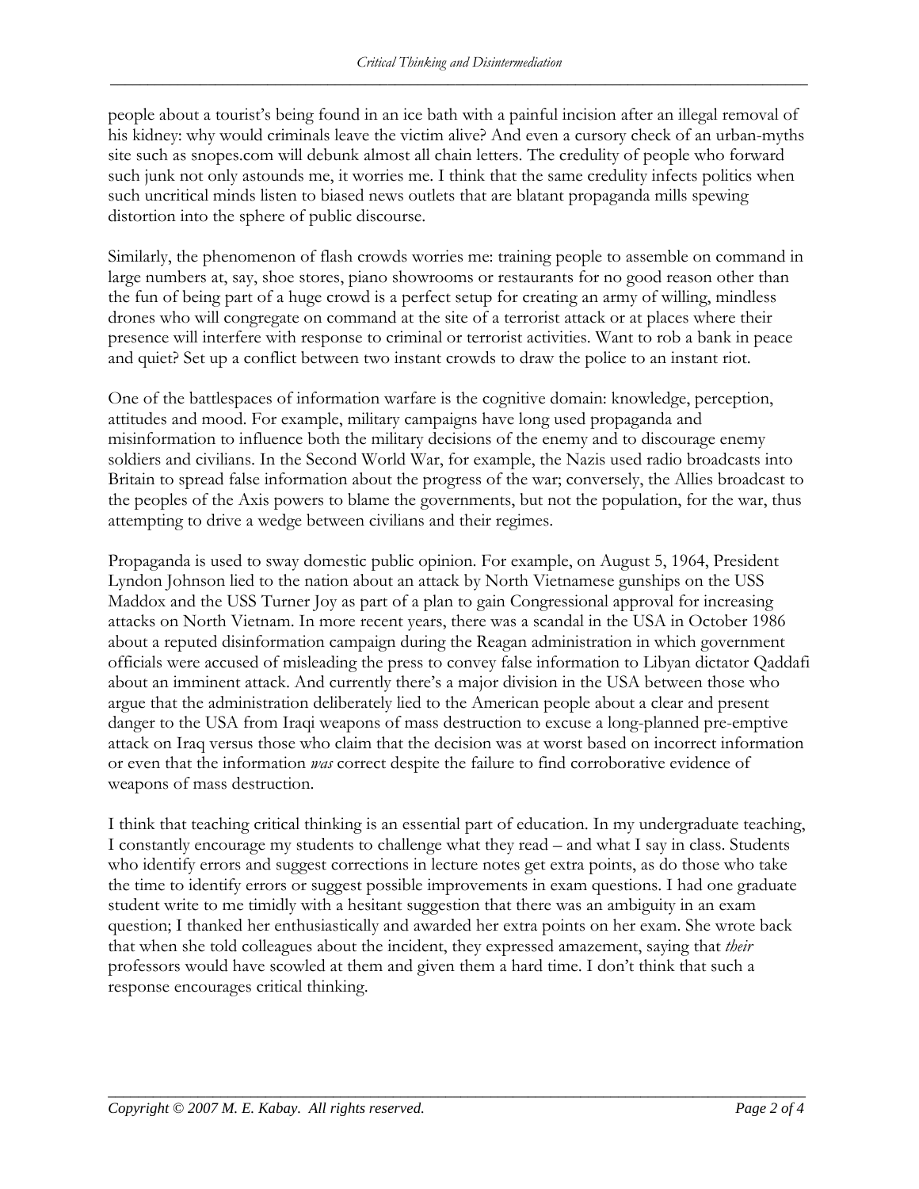people about a tourist's being found in an ice bath with a painful incision after an illegal removal of his kidney: why would criminals leave the victim alive? And even a cursory check of an urban-myths site such as snopes.com will debunk almost all chain letters. The credulity of people who forward such junk not only astounds me, it worries me. I think that the same credulity infects politics when such uncritical minds listen to biased news outlets that are blatant propaganda mills spewing distortion into the sphere of public discourse.

Similarly, the phenomenon of flash crowds worries me: training people to assemble on command in large numbers at, say, shoe stores, piano showrooms or restaurants for no good reason other than the fun of being part of a huge crowd is a perfect setup for creating an army of willing, mindless drones who will congregate on command at the site of a terrorist attack or at places where their presence will interfere with response to criminal or terrorist activities. Want to rob a bank in peace and quiet? Set up a conflict between two instant crowds to draw the police to an instant riot.

One of the battlespaces of information warfare is the cognitive domain: knowledge, perception, attitudes and mood. For example, military campaigns have long used propaganda and misinformation to influence both the military decisions of the enemy and to discourage enemy soldiers and civilians. In the Second World War, for example, the Nazis used radio broadcasts into Britain to spread false information about the progress of the war; conversely, the Allies broadcast to the peoples of the Axis powers to blame the governments, but not the population, for the war, thus attempting to drive a wedge between civilians and their regimes.

Propaganda is used to sway domestic public opinion. For example, on August 5, 1964, President Lyndon Johnson lied to the nation about an attack by North Vietnamese gunships on the USS Maddox and the USS Turner Joy as part of a plan to gain Congressional approval for increasing attacks on North Vietnam. In more recent years, there was a scandal in the USA in October 1986 about a reputed disinformation campaign during the Reagan administration in which government officials were accused of misleading the press to convey false information to Libyan dictator Qaddafi about an imminent attack. And currently there's a major division in the USA between those who argue that the administration deliberately lied to the American people about a clear and present danger to the USA from Iraqi weapons of mass destruction to excuse a long-planned pre-emptive attack on Iraq versus those who claim that the decision was at worst based on incorrect information or even that the information *was* correct despite the failure to find corroborative evidence of weapons of mass destruction.

I think that teaching critical thinking is an essential part of education. In my undergraduate teaching, I constantly encourage my students to challenge what they read – and what I say in class. Students who identify errors and suggest corrections in lecture notes get extra points, as do those who take the time to identify errors or suggest possible improvements in exam questions. I had one graduate student write to me timidly with a hesitant suggestion that there was an ambiguity in an exam question; I thanked her enthusiastically and awarded her extra points on her exam. She wrote back that when she told colleagues about the incident, they expressed amazement, saying that *their* professors would have scowled at them and given them a hard time. I don't think that such a response encourages critical thinking.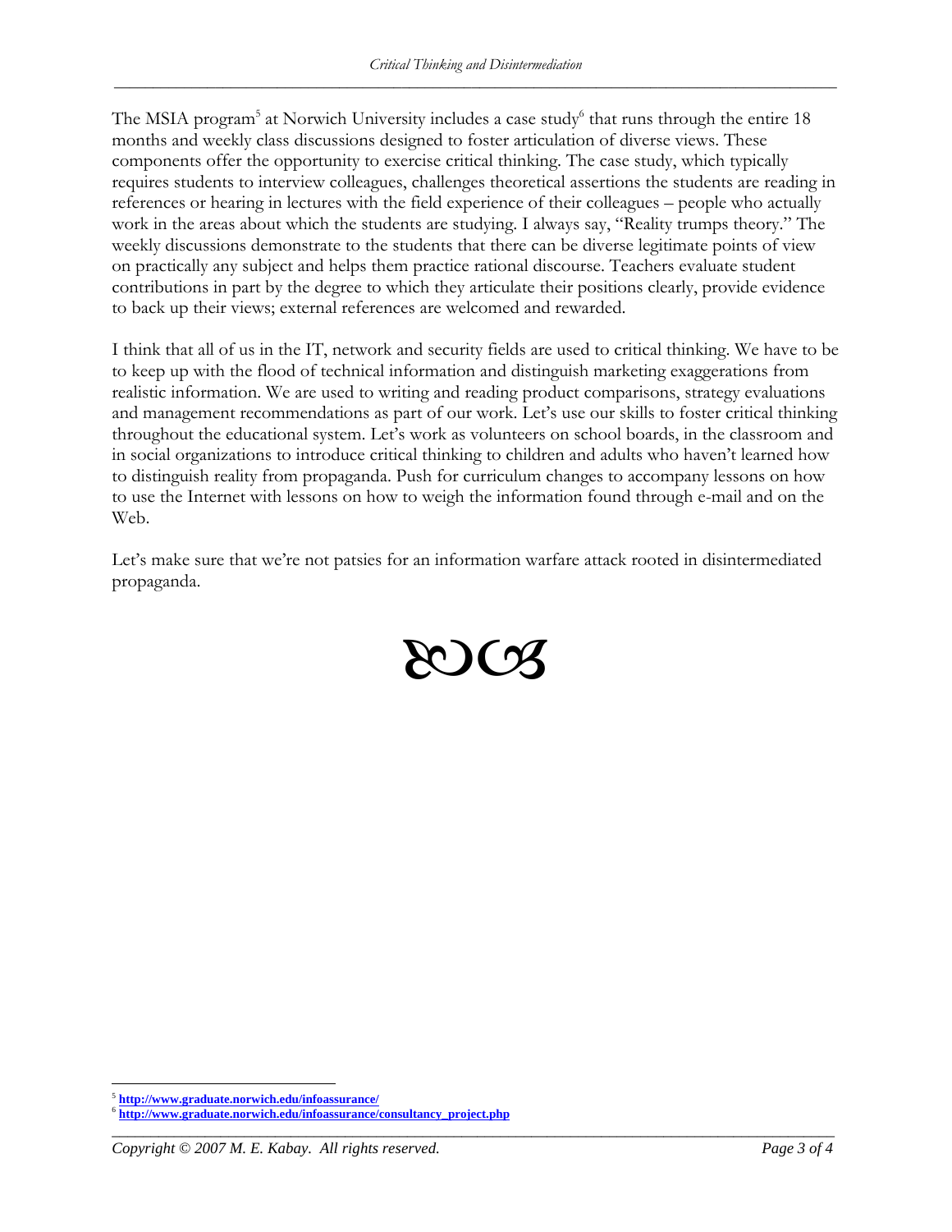The MSIA program[5] at Norwich University includes a case study[6] that runs through the entire 18 months and weekly class discussions designed to foster articulation of diverse views. These components offer the opportunity to exercise critical thinking. The case study, which typically requires students to interview colleagues, challenges theoretical assertions the students are reading in references or hearing in lectures with the field experience of their colleagues – people who actually work in the areas about which the students are studying. I always say, "Reality trumps theory." The weekly discussions demonstrate to the students that there can be diverse legitimate points of view on practically any subject and helps them practice rational discourse. Teachers evaluate student contributions in part by the degree to which they articulate their positions clearly, provide evidence to back up their views; external references are welcomed and rewarded.

I think that all of us in the IT, network and security fields are used to critical thinking. We have to be to keep up with the flood of technical information and distinguish marketing exaggerations from realistic information. We are used to writing and reading product comparisons, strategy evaluations and management recommendations as part of our work. Let's use our skills to foster critical thinking throughout the educational system. Let's work as volunteers on school boards, in the classroom and in social organizations to introduce critical thinking to children and adults who haven't learned how to distinguish reality from propaganda. Push for curriculum changes to accompany lessons on how to use the Internet with lessons on how to weigh the information found through e-mail and on the Web.

Let's make sure that we're not patsies for an information warfare attack rooted in disintermediated propaganda.

---

[5] **http://www.graduate.norwich.edu/infoassurance/**

[6] **http://www.graduate.norwich.edu/infoassurance/consultancy_project.php**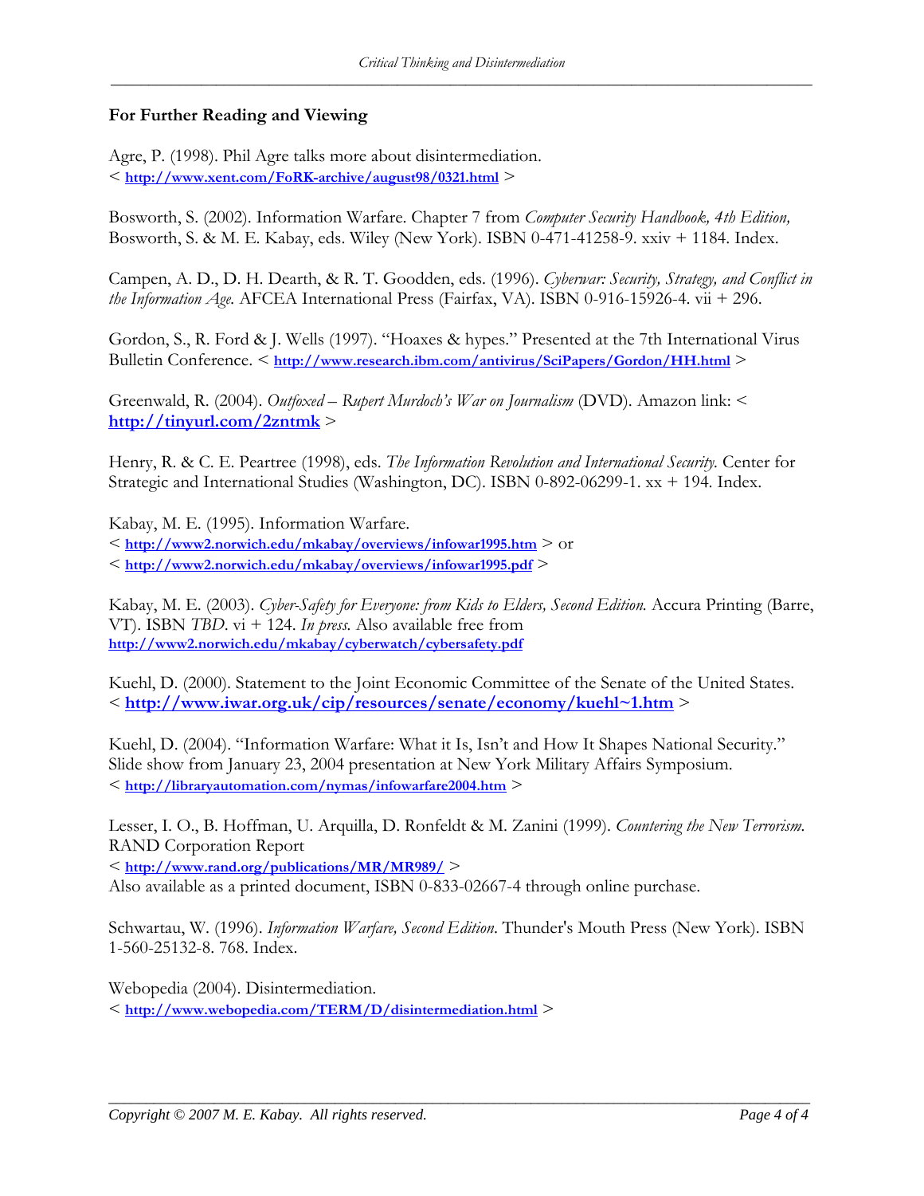### For Further Reading and Viewing

Agre, P. (1998). Phil Agre talks more about disintermediation.
< http://www.xent.com/FoRK-archive/august98/0321.html >

Bosworth, S. (2002). Information Warfare. Chapter 7 from *Computer Security Handbook, 4th Edition,* Bosworth, S. & M. E. Kabay, eds. Wiley (New York). ISBN 0-471-41258-9. xxiv + 1184. Index.

Campen, A. D., D. H. Dearth, & R. T. Goodden, eds. (1996). *Cyberwar: Security, Strategy, and Conflict in the Information Age.* AFCEA International Press (Fairfax, VA). ISBN 0-916-15926-4. vii + 296.

Gordon, S., R. Ford & J. Wells (1997). "Hoaxes & hypes." Presented at the 7th International Virus Bulletin Conference. < http://www.research.ibm.com/antivirus/SciPapers/Gordon/HH.html >

Greenwald, R. (2004). *Outfoxed – Rupert Murdoch's War on Journalism* (DVD). Amazon link: < http://tinyurl.com/2zntmk >

Henry, R. & C. E. Peartree (1998), eds. *The Information Revolution and International Security.* Center for Strategic and International Studies (Washington, DC). ISBN 0-892-06299-1. xx + 194. Index.

Kabay, M. E. (1995). Information Warfare.
< http://www2.norwich.edu/mkabay/overviews/infowar1995.htm > or
< http://www2.norwich.edu/mkabay/overviews/infowar1995.pdf >

Kabay, M. E. (2003). *Cyber-Safety for Everyone: from Kids to Elders, Second Edition.* Accura Printing (Barre, VT). ISBN *TBD*. vi + 124. *In press.* Also available free from http://www2.norwich.edu/mkabay/cyberwatch/cybersafety.pdf

Kuehl, D. (2000). Statement to the Joint Economic Committee of the Senate of the United States.
< http://www.iwar.org.uk/cip/resources/senate/economy/kuehl~1.htm >

Kuehl, D. (2004). "Information Warfare: What it Is, Isn't and How It Shapes National Security." Slide show from January 23, 2004 presentation at New York Military Affairs Symposium.
< http://libraryautomation.com/nymas/infowarfare2004.htm >

Lesser, I. O., B. Hoffman, U. Arquilla, D. Ronfeldt & M. Zanini (1999). *Countering the New Terrorism.* RAND Corporation Report
< http://www.rand.org/publications/MR/MR989/ >
Also available as a printed document, ISBN 0-833-02667-4 through online purchase.

Schwartau, W. (1996). *Information Warfare, Second Edition.* Thunder's Mouth Press (New York). ISBN 1-560-25132-8. 768. Index.

Webopedia (2004). Disintermediation.
< http://www.webopedia.com/TERM/D/disintermediation.html >

*Copyright © 2007 M. E. Kabay. All rights reserved.*